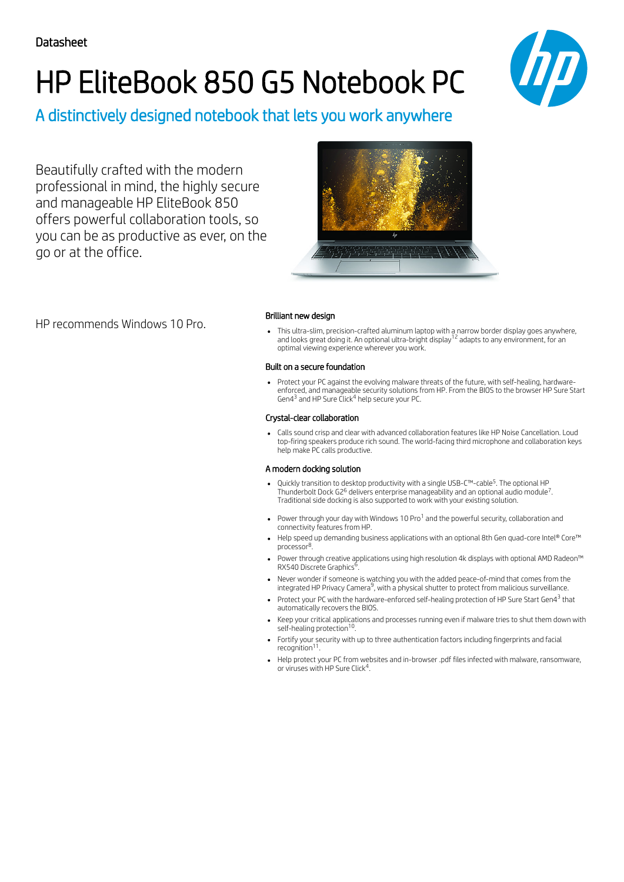Datasheet

# HP EliteBook 850 G5 Notebook PC

## A distinctively designed notebook that lets you work anywhere

Beautifully crafted with the modern professional in mind, the highly secure and manageable HP EliteBook 850 offers powerful collaboration tools, so you can be as productive as ever, on the go or at the office.

HP recommends Windows 10 Pro.

### Brilliant new design

- This ultra-slim, precision-crafted aluminum laptop with a narrow border display goes anywhere, and looks great doing it. An optional ultra-bright display[12] adapts to any environment, for an optimal viewing experience wherever you work.

### Built on a secure foundation

- Protect your PC against the evolving malware threats of the future, with self-healing, hardware-enforced, and manageable security solutions from HP. From the BIOS to the browser HP Sure Start Gen4[3] and HP Sure Click[4] help secure your PC.

### Crystal-clear collaboration

- Calls sound crisp and clear with advanced collaboration features like HP Noise Cancellation. Loud top-firing speakers produce rich sound. The world-facing third microphone and collaboration keys help make PC calls productive.

### A modern docking solution

- Quickly transition to desktop productivity with a single USB-C™-cable[5]. The optional HP Thunderbolt Dock G2[6] delivers enterprise manageability and an optional audio module[7]. Traditional side docking is also supported to work with your existing solution.

- Power through your day with Windows 10 Pro[1] and the powerful security, collaboration and connectivity features from HP.
- Help speed up demanding business applications with an optional 8th Gen quad-core Intel® Core™ processor[8].
- Power through creative applications using high resolution 4k displays with optional AMD Radeon™ RX540 Discrete Graphics[6].
- Never wonder if someone is watching you with the added peace-of-mind that comes from the integrated HP Privacy Camera[9], with a physical shutter to protect from malicious surveillance.
- Protect your PC with the hardware-enforced self-healing protection of HP Sure Start Gen4[3] that automatically recovers the BIOS.
- Keep your critical applications and processes running even if malware tries to shut them down with self-healing protection[10].
- Fortify your security with up to three authentication factors including fingerprints and facial recognition[11].
- Help protect your PC from websites and in-browser .pdf files infected with malware, ransomware, or viruses with HP Sure Click[4].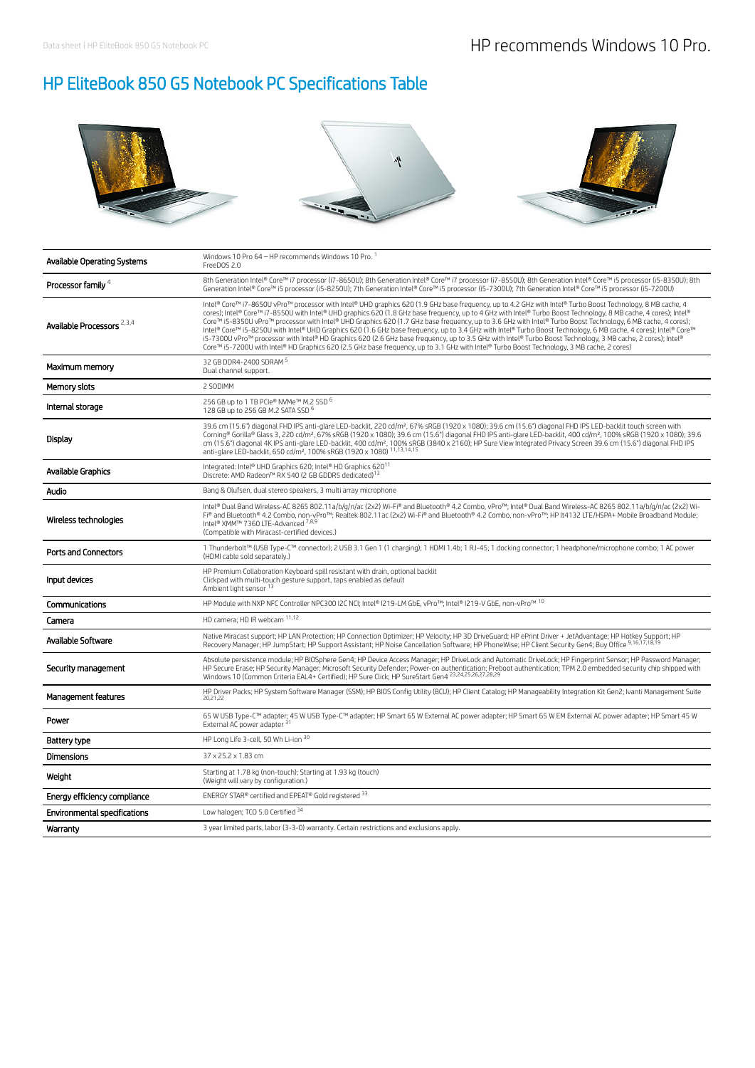# HP EliteBook 850 G5 Notebook PC Specifications Table

| | |
|---|---|
| Available Operating Systems | Windows 10 Pro 64 – HP recommends Windows 10 Pro. [1]<br>FreeDOS 2.0 |
| Processor family [4] | 8th Generation Intel® Core™ i7 processor (i7-8650U); 8th Generation Intel® Core™ i7 processor (i7-8550U); 8th Generation Intel® Core™ i5 processor (i5-8350U); 8th Generation Intel® Core™ i5 processor (i5-8250U); 7th Generation Intel® Core™ i5 processor (i5-7300U); 7th Generation Intel® Core™ i5 processor (i5-7200U) |
| Available Processors [2,3,4] | Intel® Core™ i7-8650U vPro™ processor with Intel® UHD graphics 620 (1.9 GHz base frequency, up to 4.2 GHz with Intel® Turbo Boost Technology, 8 MB cache, 4 cores); Intel® Core™ i7-8550U with Intel® UHD graphics 620 (1.8 GHz base frequency, up to 4 GHz with Intel® Turbo Boost Technology, 8 MB cache, 4 cores); Intel® Core™ i5-8350U vPro™ processor with Intel® UHD Graphics 620 (1.7 GHz base frequency, up to 3.6 GHz with Intel® Turbo Boost Technology, 6 MB cache, 4 cores); Intel® Core™ i5-8250U with Intel® UHD Graphics 620 (1.6 GHz base frequency, up to 3.4 GHz with Intel® Turbo Boost Technology, 6 MB cache, 4 cores); Intel® Core™ i5-7300U vPro™ processor with Intel® HD Graphics 620 (2.6 GHz base frequency, up to 3.5 GHz with Intel® Turbo Boost Technology, 3 MB cache, 2 cores); Intel® Core™ i5-7200U with Intel® HD Graphics 620 (2.5 GHz base frequency, up to 3.1 GHz with Intel® Turbo Boost Technology, 3 MB cache, 2 cores) |
| Maximum memory | 32 GB DDR4-2400 SDRAM [5]<br>Dual channel support. |
| Memory slots | 2 SODIMM |
| Internal storage | 256 GB up to 1 TB PCIe® NVMe™ M.2 SSD [6]<br>128 GB up to 256 GB M.2 SATA SSD [6] |
| Display | 39.6 cm (15.6") diagonal FHD IPS anti-glare LED-backlit, 220 cd/m², 67% sRGB (1920 x 1080); 39.6 cm (15.6") diagonal FHD IPS LED-backlit touch screen with Corning® Gorilla® Glass 3, 220 cd/m², 67% sRGB (1920 x 1080); 39.6 cm (15.6") diagonal FHD IPS anti-glare LED-backlit, 400 cd/m², 100% sRGB (1920 x 1080); 39.6 cm (15.6") diagonal 4K IPS anti-glare LED-backlit, 400 cd/m², 100% sRGB (3840 x 2160); HP Sure View Integrated Privacy Screen 39.6 cm (15.6") diagonal FHD IPS anti-glare LED-backlit, 650 cd/m², 100% sRGB (1920 x 1080) [11,13,14,15] |
| Available Graphics | Integrated: Intel® UHD Graphics 620; Intel® HD Graphics 620[11]<br>Discrete: AMD Radeon™ RX 540 (2 GB GDDR5 dedicated)[13] |
| Audio | Bang & Olufsen, dual stereo speakers, 3 multi array microphone |
| Wireless technologies | Intel® Dual Band Wireless-AC 8265 802.11a/b/g/n/ac (2x2) Wi-Fi® and Bluetooth® 4.2 Combo, vPro™; Intel® Dual Band Wireless-AC 8265 802.11a/b/g/n/ac (2x2) Wi-Fi® and Bluetooth® 4.2 Combo, non-vPro™; Realtek 802.11ac (2x2) Wi-Fi® and Bluetooth® 4.2 Combo, non-vPro™; HP lt4132 LTE/HSPA+ Mobile Broadband Module; Intel® XMM™ 7360 LTE-Advanced [7,8,9]<br>(Compatible with Miracast-certified devices.) |
| Ports and Connectors | 1 Thunderbolt™ (USB Type-C™ connector); 2 USB 3.1 Gen 1 (1 charging); 1 HDMI 1.4b; 1 RJ-45; 1 docking connector; 1 headphone/microphone combo; 1 AC power<br>(HDMI cable sold separately.) |
| Input devices | HP Premium Collaboration Keyboard spill resistant with drain, optional backlit<br>Clickpad with multi-touch gesture support, taps enabled as default<br>Ambient light sensor [13] |
| Communications | HP Module with NXP NFC Controller NPC300 I2C NCI; Intel® I219-LM GbE, vPro™; Intel® I219-V GbE, non-vPro™ [10] |
| Camera | HD camera; HD IR webcam [11,12] |
| Available Software | Native Miracast support; HP LAN Protection; HP Connection Optimizer; HP Velocity; HP 3D DriveGuard; HP ePrint Driver + JetAdvantage; HP Hotkey Support; HP Recovery Manager; HP JumpStart; HP Support Assistant; HP Noise Cancellation Software; HP PhoneWise; HP Client Security Gen4; Buy Office [9,16,17,18,19] |
| Security management | Absolute persistence module; HP BIOSphere Gen4; HP Device Access Manager; HP DriveLock and Automatic DriveLock; HP Fingerprint Sensor; HP Password Manager; HP Secure Erase; HP Security Manager; Microsoft Security Defender; Power-on authentication; Preboot authentication; TPM 2.0 embedded security chip shipped with Windows 10 (Common Criteria EAL4+ Certified); HP Sure Click; HP SureStart Gen4 [23,24,25,26,27,28,29] |
| Management features | HP Driver Packs; HP System Software Manager (SSM); HP BIOS Config Utility (BCU); HP Client Catalog; HP Manageability Integration Kit Gen2; Ivanti Management Suite [20,21,22] |
| Power | 65 W USB Type-C™ adapter; 45 W USB Type-C™ adapter; HP Smart 65 W External AC power adapter; HP Smart 65 W EM External AC power adapter; HP Smart 45 W External AC power adapter [31] |
| Battery type | HP Long Life 3-cell, 50 Wh Li-ion [30] |
| Dimensions | 37 x 25.2 x 1.83 cm |
| Weight | Starting at 1.78 kg (non-touch); Starting at 1.93 kg (touch)<br>(Weight will vary by configuration.) |
| Energy efficiency compliance | ENERGY STAR® certified and EPEAT® Gold registered [33] |
| Environmental specifications | Low halogen; TCO 5.0 Certified [34] |
| Warranty | 3 year limited parts, labor (3-3-0) warranty. Certain restrictions and exclusions apply. |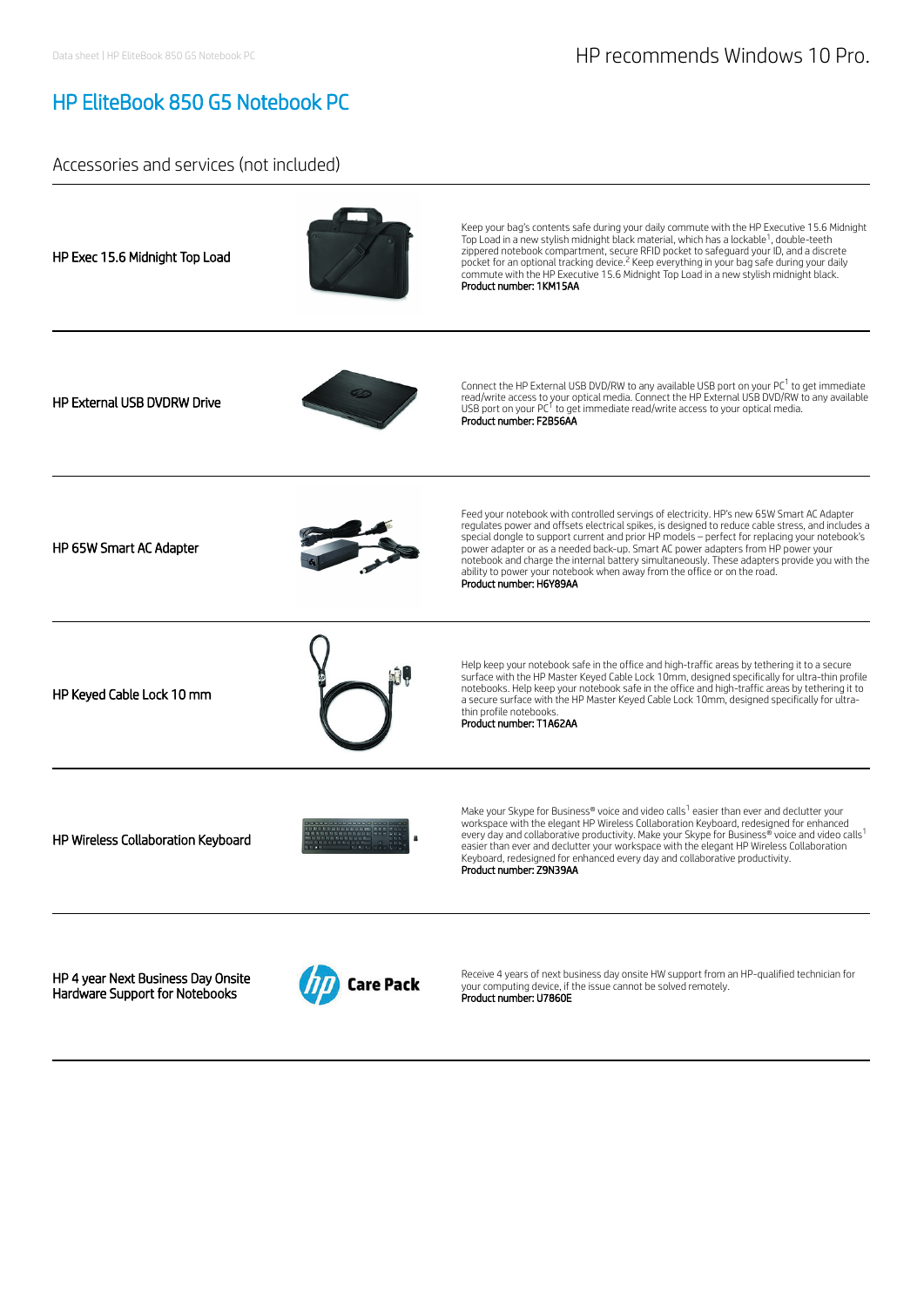HP recommends Windows 10 Pro.

# HP EliteBook 850 G5 Notebook PC

## Accessories and services (not included)

| | |
|---|---|
| **HP Exec 15.6 Midnight Top Load** | Keep your bag's contents safe during your daily commute with the HP Executive 15.6 Midnight Top Load in a new stylish midnight black material, which has a lockable[1], double-teeth zippered notebook compartment, secure RFID pocket to safeguard your ID, and a discrete pocket for an optional tracking device.[2] Keep everything in your bag safe during your daily commute with the HP Executive 15.6 Midnight Top Load in a new stylish midnight black.<br>**Product number: 1KM15AA** |
| **HP External USB DVDRW Drive** | Connect the HP External USB DVD/RW to any available USB port on your PC[1] to get immediate read/write access to your optical media. Connect the HP External USB DVD/RW to any available USB port on your PC[1] to get immediate read/write access to your optical media.<br>**Product number: F2B56AA** |
| **HP 65W Smart AC Adapter** | Feed your notebook with controlled servings of electricity. HP's new 65W Smart AC Adapter regulates power and offsets electrical spikes, is designed to reduce cable stress, and includes a special dongle to support current and prior HP models – perfect for replacing your notebook's power adapter or as a needed back-up. Smart AC power adapters from HP power your notebook and charge the internal battery simultaneously. These adapters provide you with the ability to power your notebook when away from the office or on the road.<br>**Product number: H6Y89AA** |
| **HP Keyed Cable Lock 10 mm** | Help keep your notebook safe in the office and high-traffic areas by tethering it to a secure surface with the HP Master Keyed Cable Lock 10mm, designed specifically for ultra-thin profile notebooks. Help keep your notebook safe in the office and high-traffic areas by tethering it to a secure surface with the HP Master Keyed Cable Lock 10mm, designed specifically for ultra-thin profile notebooks.<br>**Product number: T1A62AA** |
| **HP Wireless Collaboration Keyboard** | Make your Skype for Business® voice and video calls[1] easier than ever and declutter your workspace with the elegant HP Wireless Collaboration Keyboard, redesigned for enhanced every day and collaborative productivity. Make your Skype for Business® voice and video calls[1] easier than ever and declutter your workspace with the elegant HP Wireless Collaboration Keyboard, redesigned for enhanced every day and collaborative productivity.<br>**Product number: Z9N39AA** |
| **HP 4 year Next Business Day Onsite Hardware Support for Notebooks** | Receive 4 years of next business day onsite HW support from an HP-qualified technician for your computing device, if the issue cannot be solved remotely.<br>**Product number: U7860E** |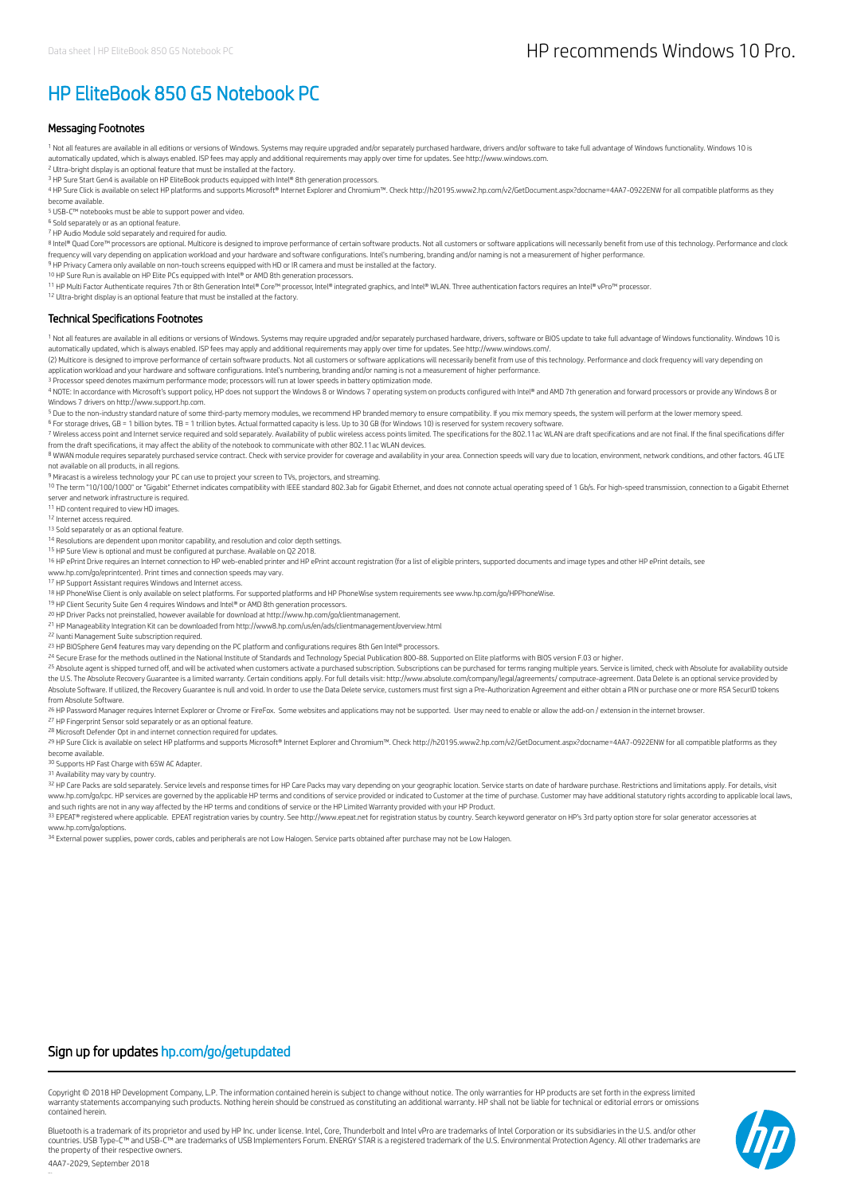# HP EliteBook 850 G5 Notebook PC

HP recommends Windows 10 Pro.

## Messaging Footnotes

[1] Not all features are available in all editions or versions of Windows. Systems may require upgraded and/or separately purchased hardware, drivers and/or software to take full advantage of Windows functionality. Windows 10 is automatically updated, which is always enabled. ISP fees may apply and additional requirements may apply over time for updates. See http://www.windows.com.

[2] Ultra-bright display is an optional feature that must be installed at the factory.

[3] HP Sure Start Gen4 is available on HP EliteBook products equipped with Intel® 8th generation processors.

[4] HP Sure Click is available on select HP platforms and supports Microsoft® Internet Explorer and Chromium™. Check http://h20195.www2.hp.com/v2/GetDocument.aspx?docname=4AA7-0922ENW for all compatible platforms as they become available.

[5] USB-C™ notebooks must be able to support power and video.

[6] Sold separately or as an optional feature.

[7] HP Audio Module sold separately and required for audio.

[8] Intel® Quad Core™ processors are optional. Multicore is designed to improve performance of certain software products. Not all customers or software applications will necessarily benefit from use of this technology. Performance and clock frequency will vary depending on application workload and your hardware and software configurations. Intel's numbering, branding and/or naming is not a measurement of higher performance.

[9] HP Privacy Camera only available on non-touch screens equipped with HD or IR camera and must be installed at the factory.

[10] HP Sure Run is available on HP Elite PCs equipped with Intel® or AMD 8th generation processors.

[11] HP Multi Factor Authenticate requires 7th or 8th Generation Intel® Core™ processor, Intel® integrated graphics, and Intel® WLAN. Three authentication factors requires an Intel® vPro™ processor.

[12] Ultra-bright display is an optional feature that must be installed at the factory.

## Technical Specifications Footnotes

[1] Not all features are available in all editions or versions of Windows. Systems may require upgraded and/or separately purchased hardware, drivers, software or BIOS update to take full advantage of Windows functionality. Windows 10 is automatically updated, which is always enabled. ISP fees may apply and additional requirements may apply over time for updates. See http://www.windows.com/.

(2) Multicore is designed to improve performance of certain software products. Not all customers or software applications will necessarily benefit from use of this technology. Performance and clock frequency will vary depending on application workload and your hardware and software configurations. Intel's numbering, branding and/or naming is not a measurement of higher performance.

[3] Processor speed denotes maximum performance mode; processors will run at lower speeds in battery optimization mode.

[4] NOTE: In accordance with Microsoft's support policy, HP does not support the Windows 8 or Windows 7 operating system on products configured with Intel® and AMD 7th generation and forward processors or provide any Windows 8 or Windows 7 drivers on http://www.support.hp.com.

[5] Due to the non-industry standard nature of some third-party memory modules, we recommend HP branded memory to ensure compatibility. If you mix memory speeds, the system will perform at the lower memory speed.

[6] For storage drives, GB = 1 billion bytes. TB = 1 trillion bytes. Actual formatted capacity is less. Up to 30 GB (for Windows 10) is reserved for system recovery software.

[7] Wireless access point and Internet service required and sold separately. Availability of public wireless access points limited. The specifications for the 802.11ac WLAN are draft specifications and are not final. If the final specifications differ from the draft specifications, it may affect the ability of the notebook to communicate with other 802.11ac WLAN devices.

[8] WWAN module requires separately purchased service contract. Check with service provider for coverage and availability in your area. Connection speeds will vary due to location, environment, network conditions, and other factors. 4G LTE not available on all products, in all regions.

[9] Miracast is a wireless technology your PC can use to project your screen to TVs, projectors, and streaming.

[10] The term "10/100/1000" or "Gigabit" Ethernet indicates compatibility with IEEE standard 802.3ab for Gigabit Ethernet, and does not connote actual operating speed of 1 Gb/s. For high-speed transmission, connection to a Gigabit Ethernet server and network infrastructure is required.

[11] HD content required to view HD images.

[12] Internet access required.

[13] Sold separately or as an optional feature.

[14] Resolutions are dependent upon monitor capability, and resolution and color depth settings.

[15] HP Sure View is optional and must be configured at purchase. Available on Q2 2018.

[16] HP ePrint Drive requires an Internet connection to HP web-enabled printer and HP ePrint account registration (for a list of eligible printers, supported documents and image types and other HP ePrint details, see www.hp.com/go/eprintcenter). Print times and connection speeds may vary.

[17] HP Support Assistant requires Windows and Internet access.

[18] HP PhoneWise Client is only available on select platforms. For supported platforms and HP PhoneWise system requirements see www.hp.com/go/HPPhoneWise.

[19] HP Client Security Suite Gen 4 requires Windows and Intel® or AMD 8th generation processors.

[20] HP Driver Packs not preinstalled, however available for download at http://www.hp.com/go/clientmanagement.

[21] HP Manageability Integration Kit can be downloaded from http://www8.hp.com/us/en/ads/clientmanagement/overview.html

[22] Ivanti Management Suite subscription required.

[23] HP BIOSphere Gen4 features may vary depending on the PC platform and configurations requires 8th Gen Intel® processors.

[24] Secure Erase for the methods outlined in the National Institute of Standards and Technology Special Publication 800-88. Supported on Elite platforms with BIOS version F.03 or higher.

[25] Absolute agent is shipped turned off, and will be activated when customers activate a purchased subscription. Subscriptions can be purchased for terms ranging multiple years. Service is limited, check with Absolute for availability outside the U.S. The Absolute Recovery Guarantee is a limited warranty. Certain conditions apply. For full details visit: http://www.absolute.com/company/legal/agreements/ computrace-agreement. Data Delete is an optional service provided by Absolute Software. If utilized, the Recovery Guarantee is null and void. In order to use the Data Delete service, customers must first sign a Pre-Authorization Agreement and either obtain a PIN or purchase one or more RSA SecurID tokens from Absolute Software.

[26] HP Password Manager requires Internet Explorer or Chrome or FireFox. Some websites and applications may not be supported. User may need to enable or allow the add-on / extension in the internet browser.

[27] HP Fingerprint Sensor sold separately or as an optional feature.

[28] Microsoft Defender Opt in and internet connection required for updates.

[29] HP Sure Click is available on select HP platforms and supports Microsoft® Internet Explorer and Chromium™. Check http://h20195.www2.hp.com/v2/GetDocument.aspx?docname=4AA7-0922ENW for all compatible platforms as they become available.

[30] Supports HP Fast Charge with 65W AC Adapter.

[31] Availability may vary by country.

[32] HP Care Packs are sold separately. Service levels and response times for HP Care Packs may vary depending on your geographic location. Service starts on date of hardware purchase. Restrictions and limitations apply. For details, visit www.hp.com/go/cpc. HP services are governed by the applicable HP terms and conditions of service provided or indicated to Customer at the time of purchase. Customer may have additional statutory rights according to applicable local laws, and such rights are not in any way affected by the HP terms and conditions of service or the HP Limited Warranty provided with your HP Product.

[33] EPEAT® registered where applicable. EPEAT registration varies by country. See http://www.epeat.net for registration status by country. Search keyword generator on HP's 3rd party option store for solar generator accessories at www.hp.com/go/options.

[34] External power supplies, power cords, cables and peripherals are not Low Halogen. Service parts obtained after purchase may not be Low Halogen.

## Sign up for updates hp.com/go/getupdated

Copyright © 2018 HP Development Company, L.P. The information contained herein is subject to change without notice. The only warranties for HP products are set forth in the express limited warranty statements accompanying such products. Nothing herein should be construed as constituting an additional warranty. HP shall not be liable for technical or editorial errors or omissions contained herein.

Bluetooth is a trademark of its proprietor and used by HP Inc. under license. Intel, Core, Thunderbolt and Intel vPro are trademarks of Intel Corporation or its subsidiaries in the U.S. and/or other countries. USB Type-C™ and USB-C™ are trademarks of USB Implementers Forum. ENERGY STAR is a registered trademark of the U.S. Environmental Protection Agency. All other trademarks are the property of their respective owners.

4AA7-2029, September 2018